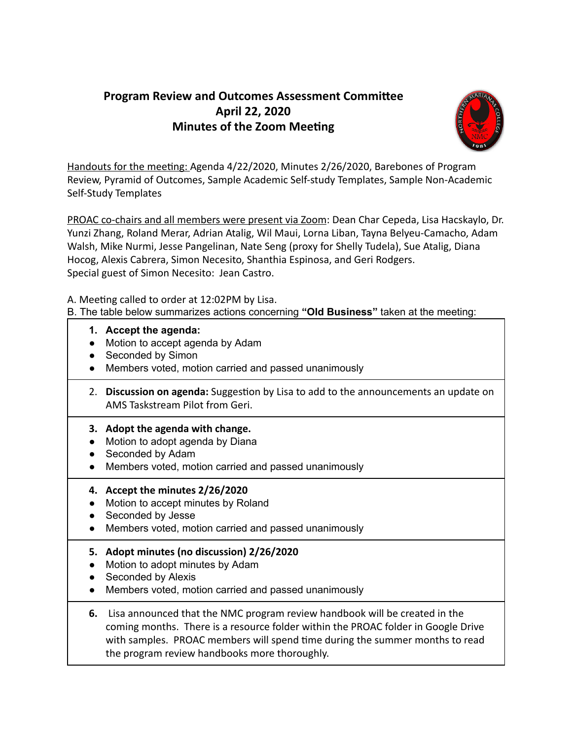# Program Review and Outcomes Assessment Committee
## April 22, 2020
## Minutes of the Zoom Meeting

Handouts for the meeting: Agenda 4/22/2020, Minutes 2/26/2020, Barebones of Program Review, Pyramid of Outcomes, Sample Academic Self-study Templates, Sample Non-Academic Self-Study Templates

PROAC co-chairs and all members were present via Zoom: Dean Char Cepeda, Lisa Hacskaylo, Dr. Yunzi Zhang, Roland Merar, Adrian Atalig, Wil Maui, Lorna Liban, Tayna Belyeu-Camacho, Adam Walsh, Mike Nurmi, Jesse Pangelinan, Nate Seng (proxy for Shelly Tudela), Sue Atalig, Diana Hocog, Alexis Cabrera, Simon Necesito, Shanthia Espinosa, and Geri Rodgers.
Special guest of Simon Necesito: Jean Castro.

A. Meeting called to order at 12:02PM by Lisa.
B. The table below summarizes actions concerning **"Old Business"** taken at the meeting:

1. **Accept the agenda:**
   - Motion to accept agenda by Adam
   - Seconded by Simon
   - Members voted, motion carried and passed unanimously

2. **Discussion on agenda:** Suggestion by Lisa to add to the announcements an update on AMS Taskstream Pilot from Geri.

3. **Adopt the agenda with change.**
   - Motion to adopt agenda by Diana
   - Seconded by Adam
   - Members voted, motion carried and passed unanimously

4. **Accept the minutes 2/26/2020**
   - Motion to accept minutes by Roland
   - Seconded by Jesse
   - Members voted, motion carried and passed unanimously

5. **Adopt minutes (no discussion) 2/26/2020**
   - Motion to adopt minutes by Adam
   - Seconded by Alexis
   - Members voted, motion carried and passed unanimously

6. Lisa announced that the NMC program review handbook will be created in the coming months. There is a resource folder within the PROAC folder in Google Drive with samples. PROAC members will spend time during the summer months to read the program review handbooks more thoroughly.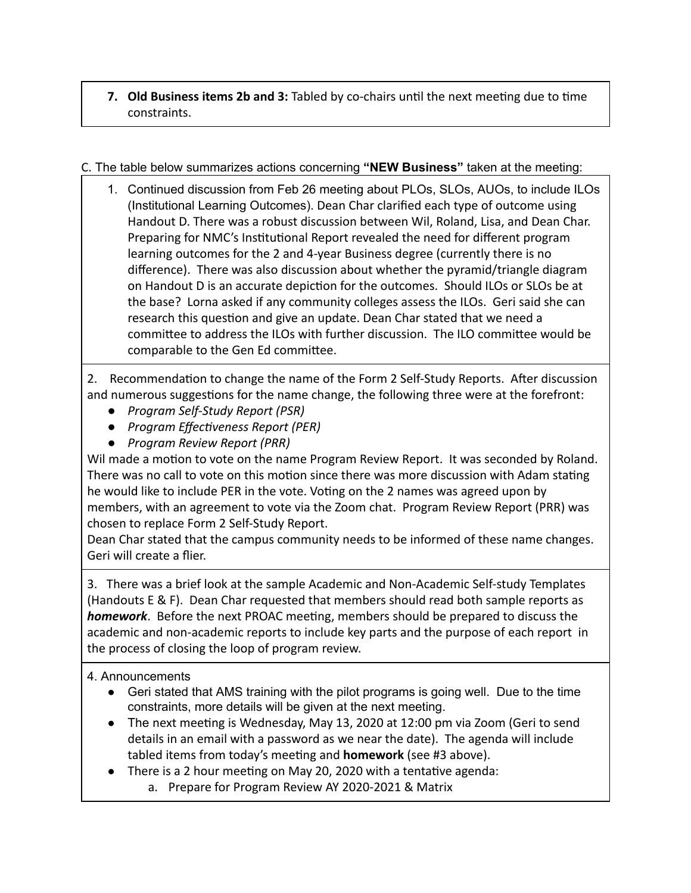7. **Old Business items 2b and 3:** Tabled by co-chairs until the next meeting due to time constraints.

C. The table below summarizes actions concerning **"NEW Business"** taken at the meeting:

1. Continued discussion from Feb 26 meeting about PLOs, SLOs, AUOs, to include ILOs (Institutional Learning Outcomes). Dean Char clarified each type of outcome using Handout D. There was a robust discussion between Wil, Roland, Lisa, and Dean Char. Preparing for NMC's Institutional Report revealed the need for different program learning outcomes for the 2 and 4-year Business degree (currently there is no difference). There was also discussion about whether the pyramid/triangle diagram on Handout D is an accurate depiction for the outcomes. Should ILOs or SLOs be at the base? Lorna asked if any community colleges assess the ILOs. Geri said she can research this question and give an update. Dean Char stated that we need a committee to address the ILOs with further discussion. The ILO committee would be comparable to the Gen Ed committee.

2. Recommendation to change the name of the Form 2 Self-Study Reports. After discussion and numerous suggestions for the name change, the following three were at the forefront:

- *Program Self-Study Report (PSR)*
- *Program Effectiveness Report (PER)*
- *Program Review Report (PRR)*

Wil made a motion to vote on the name Program Review Report. It was seconded by Roland. There was no call to vote on this motion since there was more discussion with Adam stating he would like to include PER in the vote. Voting on the 2 names was agreed upon by members, with an agreement to vote via the Zoom chat. Program Review Report (PRR) was chosen to replace Form 2 Self-Study Report.

Dean Char stated that the campus community needs to be informed of these name changes. Geri will create a flier.

3. There was a brief look at the sample Academic and Non-Academic Self-study Templates (Handouts E & F). Dean Char requested that members should read both sample reports as ***homework***. Before the next PROAC meeting, members should be prepared to discuss the academic and non-academic reports to include key parts and the purpose of each report in the process of closing the loop of program review.

4. Announcements

- Geri stated that AMS training with the pilot programs is going well. Due to the time constraints, more details will be given at the next meeting.
- The next meeting is Wednesday, May 13, 2020 at 12:00 pm via Zoom (Geri to send details in an email with a password as we near the date). The agenda will include tabled items from today's meeting and **homework** (see #3 above).
- There is a 2 hour meeting on May 20, 2020 with a tentative agenda:
    a. Prepare for Program Review AY 2020-2021 & Matrix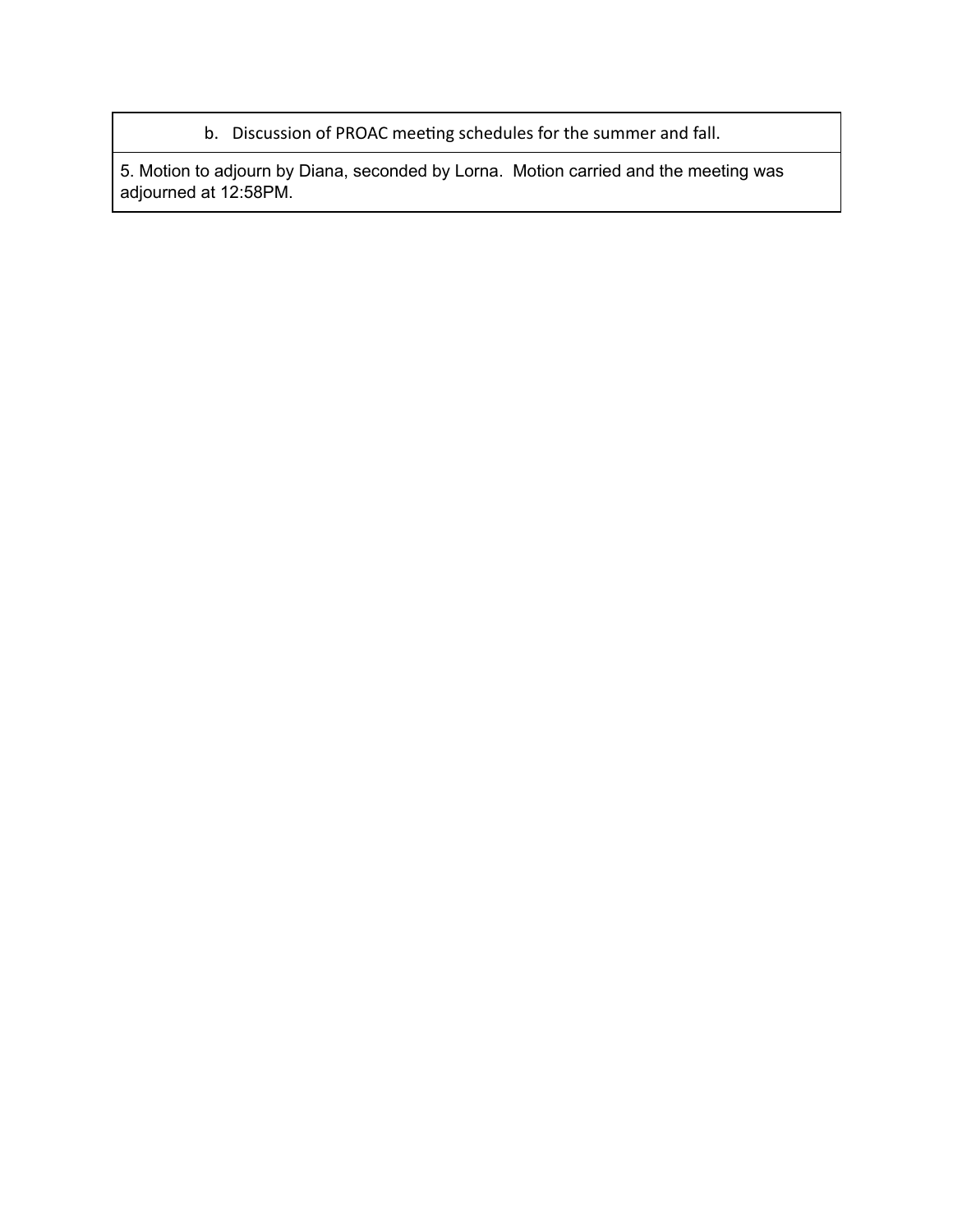| |
|---|
| b. Discussion of PROAC meeting schedules for the summer and fall. |
| 5. Motion to adjourn by Diana, seconded by Lorna. Motion carried and the meeting was adjourned at 12:58PM. |